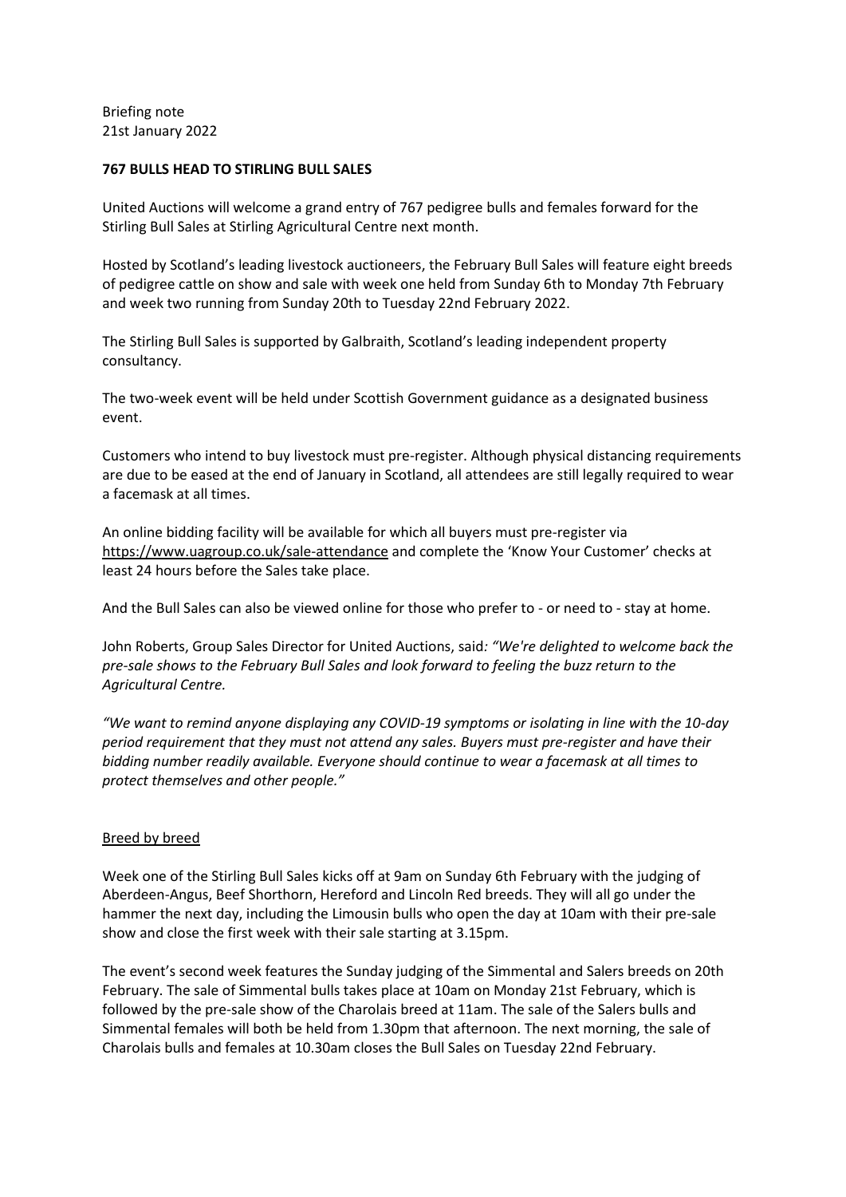Briefing note
21st January 2022

**767 BULLS HEAD TO STIRLING BULL SALES**

United Auctions will welcome a grand entry of 767 pedigree bulls and females forward for the Stirling Bull Sales at Stirling Agricultural Centre next month.

Hosted by Scotland's leading livestock auctioneers, the February Bull Sales will feature eight breeds of pedigree cattle on show and sale with week one held from Sunday 6th to Monday 7th February and week two running from Sunday 20th to Tuesday 22nd February 2022.

The Stirling Bull Sales is supported by Galbraith, Scotland's leading independent property consultancy.

The two-week event will be held under Scottish Government guidance as a designated business event.

Customers who intend to buy livestock must pre-register. Although physical distancing requirements are due to be eased at the end of January in Scotland, all attendees are still legally required to wear a facemask at all times.

An online bidding facility will be available for which all buyers must pre-register via https://www.uagroup.co.uk/sale-attendance and complete the 'Know Your Customer' checks at least 24 hours before the Sales take place.

And the Bull Sales can also be viewed online for those who prefer to - or need to - stay at home.

John Roberts, Group Sales Director for United Auctions, said: *"We're delighted to welcome back the pre-sale shows to the February Bull Sales and look forward to feeling the buzz return to the Agricultural Centre.*

*"We want to remind anyone displaying any COVID-19 symptoms or isolating in line with the 10-day period requirement that they must not attend any sales. Buyers must pre-register and have their bidding number readily available. Everyone should continue to wear a facemask at all times to protect themselves and other people."*

## Breed by breed

Week one of the Stirling Bull Sales kicks off at 9am on Sunday 6th February with the judging of Aberdeen-Angus, Beef Shorthorn, Hereford and Lincoln Red breeds. They will all go under the hammer the next day, including the Limousin bulls who open the day at 10am with their pre-sale show and close the first week with their sale starting at 3.15pm.

The event's second week features the Sunday judging of the Simmental and Salers breeds on 20th February. The sale of Simmental bulls takes place at 10am on Monday 21st February, which is followed by the pre-sale show of the Charolais breed at 11am. The sale of the Salers bulls and Simmental females will both be held from 1.30pm that afternoon. The next morning, the sale of Charolais bulls and females at 10.30am closes the Bull Sales on Tuesday 22nd February.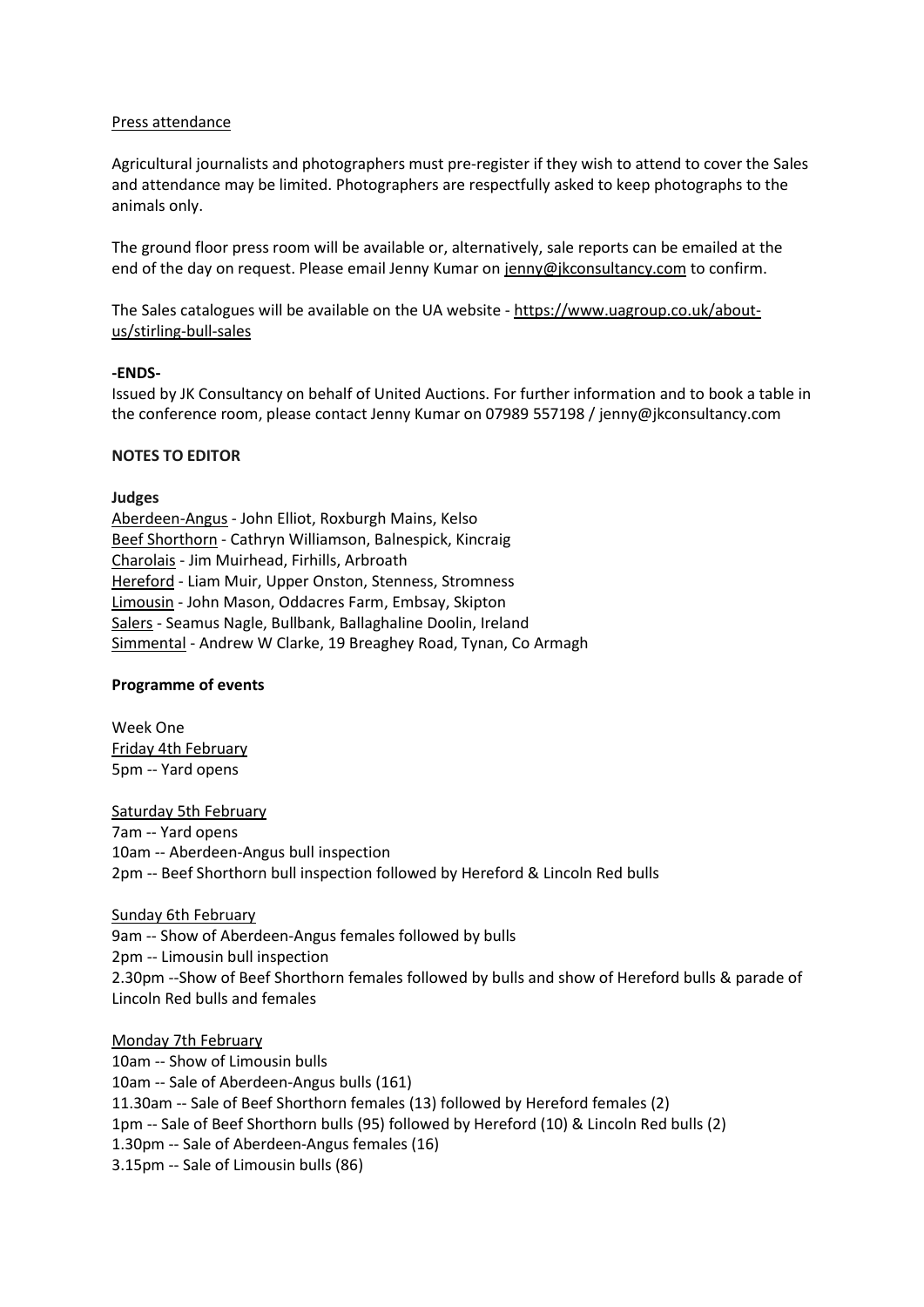Press attendance

Agricultural journalists and photographers must pre-register if they wish to attend to cover the Sales and attendance may be limited. Photographers are respectfully asked to keep photographs to the animals only.

The ground floor press room will be available or, alternatively, sale reports can be emailed at the end of the day on request. Please email Jenny Kumar on jenny@jkconsultancy.com to confirm.

The Sales catalogues will be available on the UA website - https://www.uagroup.co.uk/about-us/stirling-bull-sales

**-ENDS-**

Issued by JK Consultancy on behalf of United Auctions. For further information and to book a table in the conference room, please contact Jenny Kumar on 07989 557198 / jenny@jkconsultancy.com

**NOTES TO EDITOR**

**Judges**

Aberdeen-Angus - John Elliot, Roxburgh Mains, Kelso
Beef Shorthorn - Cathryn Williamson, Balnespick, Kincraig
Charolais - Jim Muirhead, Firhills, Arbroath
Hereford - Liam Muir, Upper Onston, Stenness, Stromness
Limousin - John Mason, Oddacres Farm, Embsay, Skipton
Salers - Seamus Nagle, Bullbank, Ballaghaline Doolin, Ireland
Simmental - Andrew W Clarke, 19 Breaghey Road, Tynan, Co Armagh

**Programme of events**

Week One

Friday 4th February
5pm -- Yard opens

Saturday 5th February
7am -- Yard opens
10am -- Aberdeen-Angus bull inspection
2pm -- Beef Shorthorn bull inspection followed by Hereford & Lincoln Red bulls

Sunday 6th February
9am -- Show of Aberdeen-Angus females followed by bulls
2pm -- Limousin bull inspection
2.30pm --Show of Beef Shorthorn females followed by bulls and show of Hereford bulls & parade of Lincoln Red bulls and females

Monday 7th February
10am -- Show of Limousin bulls
10am -- Sale of Aberdeen-Angus bulls (161)
11.30am -- Sale of Beef Shorthorn females (13) followed by Hereford females (2)
1pm -- Sale of Beef Shorthorn bulls (95) followed by Hereford (10) & Lincoln Red bulls (2)
1.30pm -- Sale of Aberdeen-Angus females (16)
3.15pm -- Sale of Limousin bulls (86)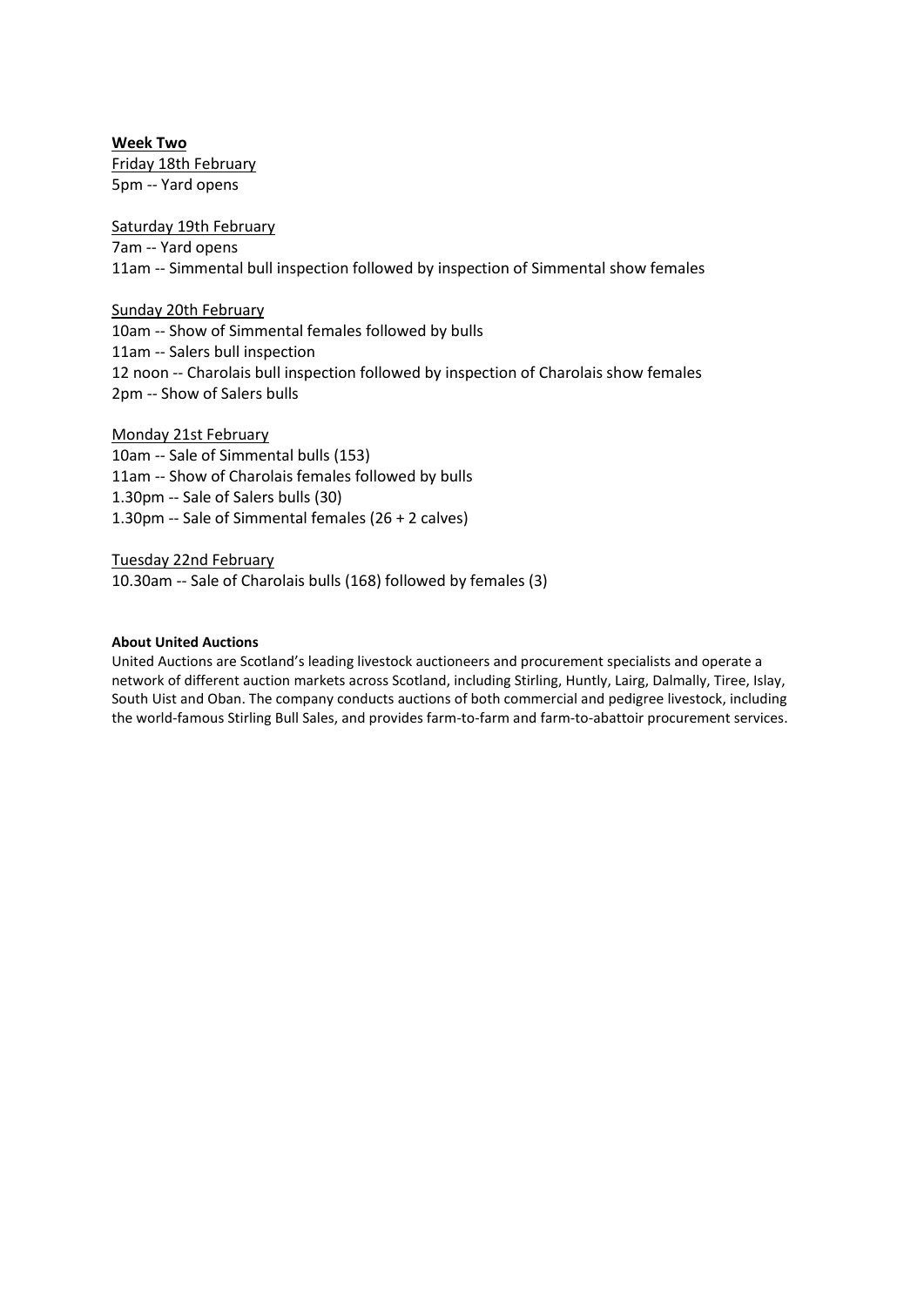**Week Two**

Friday 18th February

5pm -- Yard opens

Saturday 19th February

7am -- Yard opens

11am -- Simmental bull inspection followed by inspection of Simmental show females

Sunday 20th February

10am -- Show of Simmental females followed by bulls

11am -- Salers bull inspection

12 noon -- Charolais bull inspection followed by inspection of Charolais show females

2pm -- Show of Salers bulls

Monday 21st February

10am -- Sale of Simmental bulls (153)

11am -- Show of Charolais females followed by bulls

1.30pm -- Sale of Salers bulls (30)

1.30pm -- Sale of Simmental females (26 + 2 calves)

Tuesday 22nd February

10.30am -- Sale of Charolais bulls (168) followed by females (3)

**About United Auctions**

United Auctions are Scotland's leading livestock auctioneers and procurement specialists and operate a network of different auction markets across Scotland, including Stirling, Huntly, Lairg, Dalmally, Tiree, Islay, South Uist and Oban. The company conducts auctions of both commercial and pedigree livestock, including the world-famous Stirling Bull Sales, and provides farm-to-farm and farm-to-abattoir procurement services.